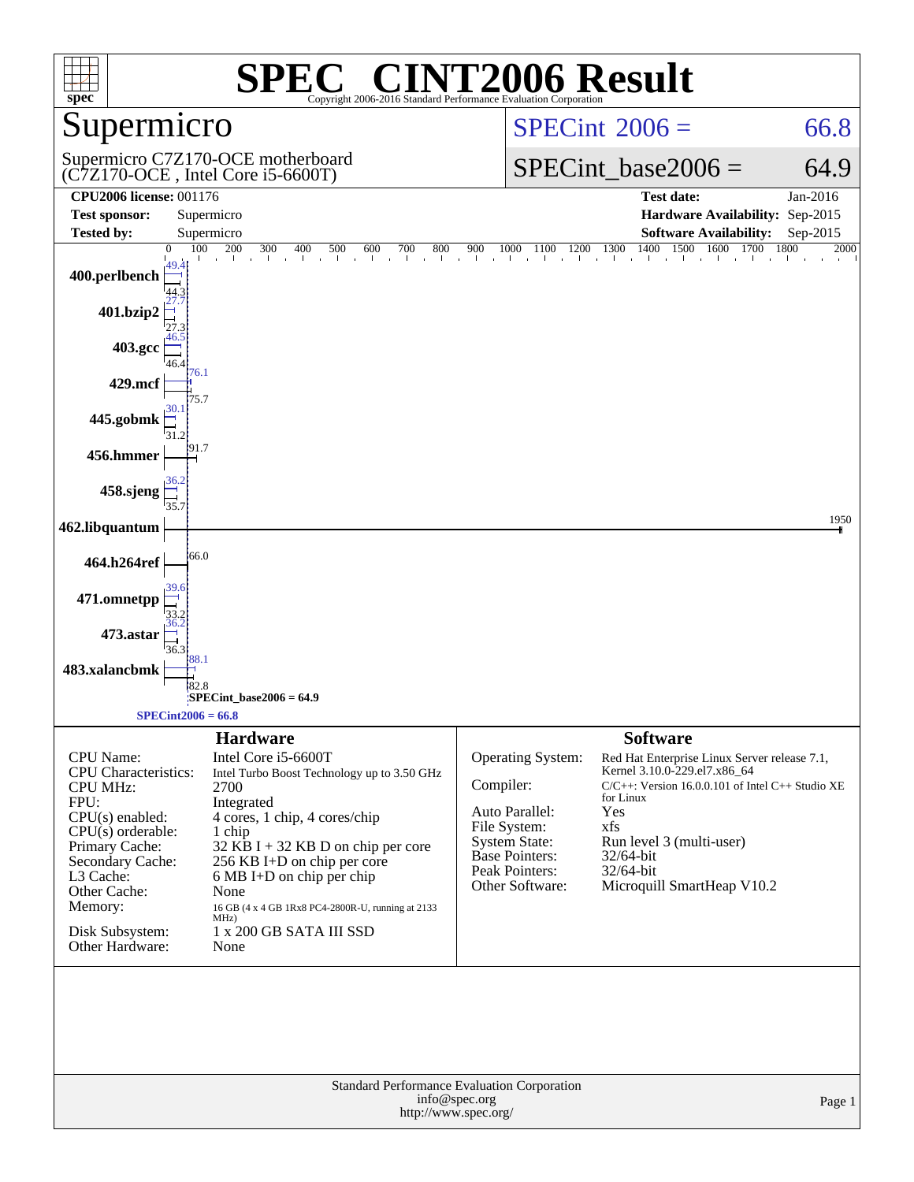# SPEC® CINT2006 Result

Copyright 2006-2016 Standard Performance Evaluation Corporation

## Supermicro

Supermicro C7Z170-OCE motherboard (C7Z170-OCE , Intel Core i5-6600T)

SPECint 2006 = 66.8

SPECint_base2006 = 64.9

| | | | |
|---|---|---|---|
| **CPU2006 license:** 001176 | | **Test date:** | Jan-2016 |
| **Test sponsor:** | Supermicro | **Hardware Availability:** | Sep-2015 |
| **Tested by:** | Supermicro | **Software Availability:** | Sep-2015 |

| Benchmark | Peak | Base |
|---|---|---|
| 400.perlbench | 49.4 | 44.3 |
| 401.bzip2 | 27.7 | 27.3 |
| 403.gcc | 46.5 | 46.4 |
| 429.mcf | 76.1 | 75.7 |
| 445.gobmk | 30.1 | 31.2 |
| 456.hmmer | 91.7 | 91.7 |
| 458.sjeng | 36.2 | 35.7 |
| 462.libquantum | 1950 | 1950 |
| 464.h264ref | 66.0 | 66.0 |
| 471.omnetpp | 39.6 | 33.2 |
| 473.astar | 36.2 | 36.3 |
| 483.xalancbmk | 88.1 | 82.8 |

SPECint_base2006 = 64.9

SPECint2006 = 66.8

### Hardware

| | |
|---|---|
| CPU Name: | Intel Core i5-6600T |
| CPU Characteristics: | Intel Turbo Boost Technology up to 3.50 GHz |
| CPU MHz: | 2700 |
| FPU: | Integrated |
| CPU(s) enabled: | 4 cores, 1 chip, 4 cores/chip |
| CPU(s) orderable: | 1 chip |
| Primary Cache: | 32 KB I + 32 KB D on chip per core |
| Secondary Cache: | 256 KB I+D on chip per core |
| L3 Cache: | 6 MB I+D on chip per chip |
| Other Cache: | None |
| Memory: | 16 GB (4 x 4 GB 1Rx8 PC4-2800R-U, running at 2133 MHz) |
| Disk Subsystem: | 1 x 200 GB SATA III SSD |
| Other Hardware: | None |

### Software

| | |
|---|---|
| Operating System: | Red Hat Enterprise Linux Server release 7.1, Kernel 3.10.0-229.el7.x86_64 |
| Compiler: | C/C++: Version 16.0.0.101 of Intel C++ Studio XE for Linux |
| Auto Parallel: | Yes |
| File System: | xfs |
| System State: | Run level 3 (multi-user) |
| Base Pointers: | 32/64-bit |
| Peak Pointers: | 32/64-bit |
| Other Software: | Microquill SmartHeap V10.2 |

Standard Performance Evaluation Corporation
info@spec.org
http://www.spec.org/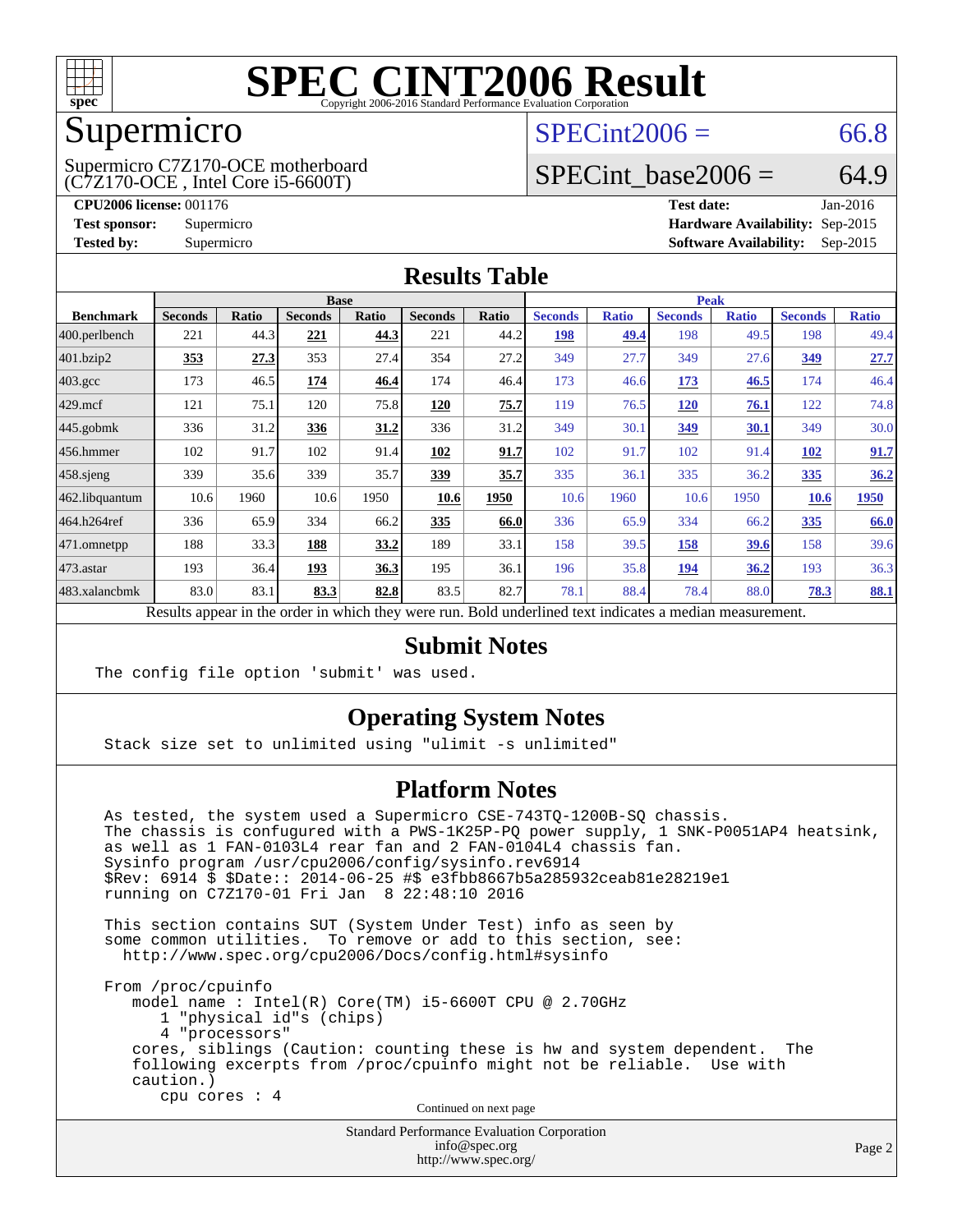# SPEC CINT2006 Result

Copyright 2006-2016 Standard Performance Evaluation Corporation

## Supermicro

Supermicro C7Z170-OCE motherboard
(C7Z170-OCE , Intel Core i5-6600T)

SPECint2006 = 66.8

SPECint_base2006 = 64.9

**CPU2006 license:** 001176
**Test sponsor:** Supermicro
**Tested by:** Supermicro

**Test date:** Jan-2016
**Hardware Availability:** Sep-2015
**Software Availability:** Sep-2015

## Results Table

| Benchmark | Base | | | | | | Peak | | | | | |
|---|---|---|---|---|---|---|---|---|---|---|---|---|
| | Seconds | Ratio | Seconds | Ratio | Seconds | Ratio | Seconds | Ratio | Seconds | Ratio | Seconds | Ratio |
| 400.perlbench | 221 | 44.3 | **221** | **44.3** | 221 | 44.2 | **198** | **49.4** | 198 | 49.5 | 198 | 49.4 |
| 401.bzip2 | **353** | **27.3** | 353 | 27.4 | 354 | 27.2 | 349 | 27.7 | 349 | 27.6 | **349** | **27.7** |
| 403.gcc | 173 | 46.5 | **174** | **46.4** | 174 | 46.4 | 173 | 46.6 | **173** | **46.5** | 174 | 46.4 |
| 429.mcf | 121 | 75.1 | 120 | 75.8 | **120** | **75.7** | 119 | 76.5 | **120** | **76.1** | 122 | 74.8 |
| 445.gobmk | 336 | 31.2 | **336** | **31.2** | 336 | 31.2 | 349 | 30.1 | **349** | **30.1** | 349 | 30.0 |
| 456.hmmer | 102 | 91.7 | 102 | 91.4 | **102** | **91.7** | 102 | 91.7 | 102 | 91.4 | **102** | **91.7** |
| 458.sjeng | 339 | 35.6 | 339 | 35.7 | **339** | **35.7** | 335 | 36.1 | 335 | 36.2 | **335** | **36.2** |
| 462.libquantum | 10.6 | 1960 | 10.6 | 1950 | **10.6** | **1950** | 10.6 | 1960 | 10.6 | 1950 | **10.6** | **1950** |
| 464.h264ref | 336 | 65.9 | 334 | 66.2 | **335** | **66.0** | 336 | 65.9 | 334 | 66.2 | **335** | **66.0** |
| 471.omnetpp | 188 | 33.3 | **188** | **33.2** | 189 | 33.1 | 158 | 39.5 | **158** | **39.6** | 158 | 39.6 |
| 473.astar | 193 | 36.4 | **193** | **36.3** | 195 | 36.1 | 196 | 35.8 | **194** | **36.2** | 193 | 36.3 |
| 483.xalancbmk | 83.0 | 83.1 | **83.3** | **82.8** | 83.5 | 82.7 | 78.1 | 88.4 | 78.4 | 88.0 | **78.3** | **88.1** |

Results appear in the order in which they were run. Bold underlined text indicates a median measurement.

## Submit Notes

```
The config file option 'submit' was used.
```

## Operating System Notes

```
Stack size set to unlimited using "ulimit -s unlimited"
```

## Platform Notes

```
As tested, the system used a Supermicro CSE-743TQ-1200B-SQ chassis.
The chassis is confugured with a PWS-1K25P-PQ power supply, 1 SNK-P0051AP4 heatsink,
as well as 1 FAN-0103L4 rear fan and 2 FAN-0104L4 chassis fan.
Sysinfo program /usr/cpu2006/config/sysinfo.rev6914
$Rev: 6914 $ $Date:: 2014-06-25 #$ e3fbb8667b5a285932ceab81e28219e1
running on C7Z170-01 Fri Jan  8 22:48:10 2016

This section contains SUT (System Under Test) info as seen by
some common utilities.  To remove or add to this section, see:
  http://www.spec.org/cpu2006/Docs/config.html#sysinfo

From /proc/cpuinfo
   model name : Intel(R) Core(TM) i5-6600T CPU @ 2.70GHz
      1 "physical id"s (chips)
      4 "processors"
   cores, siblings (Caution: counting these is hw and system dependent.  The
   following excerpts from /proc/cpuinfo might not be reliable.  Use with
   caution.)
      cpu cores : 4
```

Continued on next page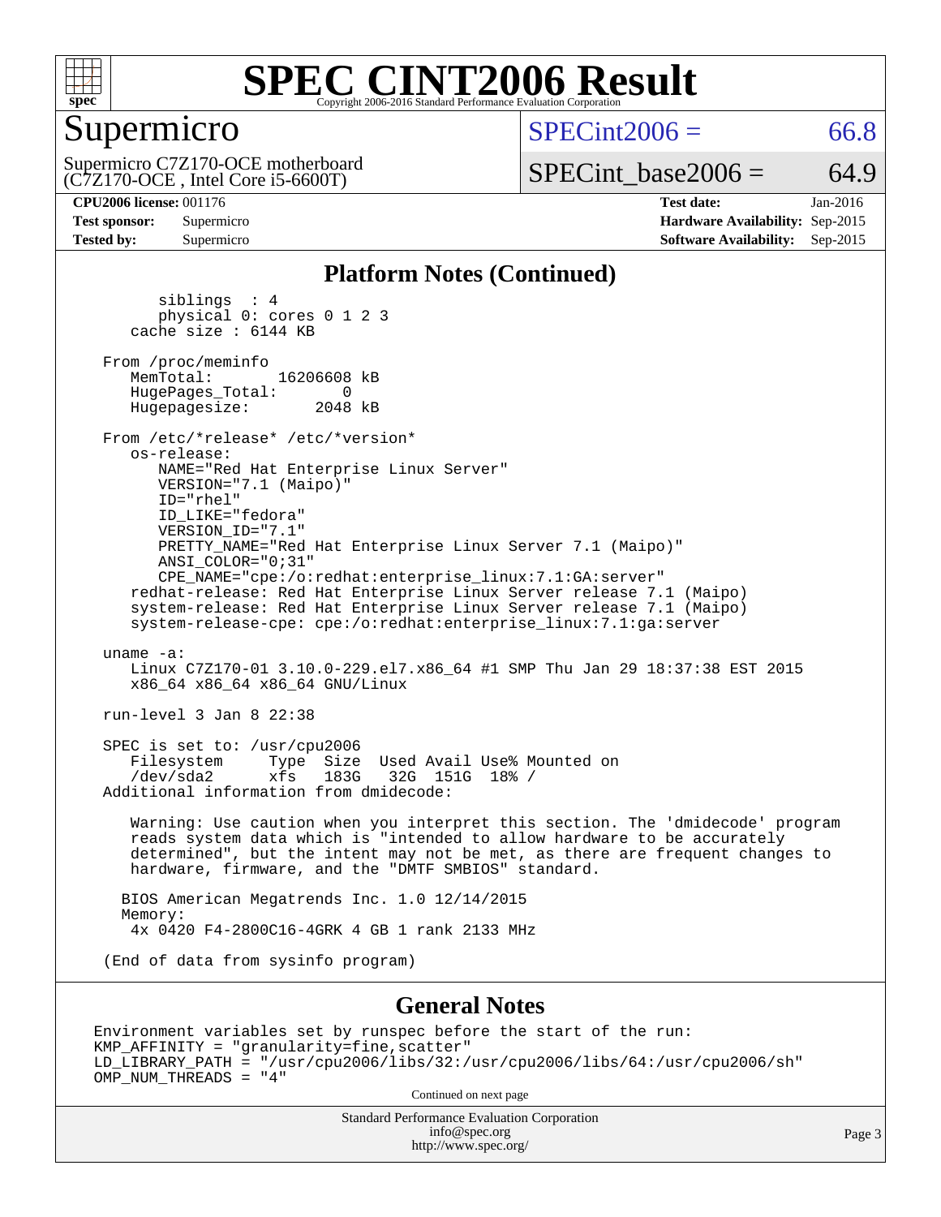# SPEC CINT2006 Result

Copyright 2006-2016 Standard Performance Evaluation Corporation

## Supermicro

Supermicro C7Z170-OCE motherboard
(C7Z170-OCE , Intel Core i5-6600T)

SPECint2006 = 66.8

SPECint_base2006 = 64.9

| | | | |
|---|---|---|---|
| **CPU2006 license:** 001176 | | **Test date:** | Jan-2016 |
| **Test sponsor:** | Supermicro | **Hardware Availability:** | Sep-2015 |
| **Tested by:** | Supermicro | **Software Availability:** | Sep-2015 |

### Platform Notes (Continued)

```
        siblings  : 4
        physical 0: cores 0 1 2 3
     cache size : 6144 KB

  From /proc/meminfo
     MemTotal:       16206608 kB
     HugePages_Total:       0
     Hugepagesize:       2048 kB

  From /etc/*release* /etc/*version*
     os-release:
        NAME="Red Hat Enterprise Linux Server"
        VERSION="7.1 (Maipo)"
        ID="rhel"
        ID_LIKE="fedora"
        VERSION_ID="7.1"
        PRETTY_NAME="Red Hat Enterprise Linux Server 7.1 (Maipo)"
        ANSI_COLOR="0;31"
        CPE_NAME="cpe:/o:redhat:enterprise_linux:7.1:GA:server"
     redhat-release: Red Hat Enterprise Linux Server release 7.1 (Maipo)
     system-release: Red Hat Enterprise Linux Server release 7.1 (Maipo)
     system-release-cpe: cpe:/o:redhat:enterprise_linux:7.1:ga:server

  uname -a:
     Linux C7Z170-01 3.10.0-229.el7.x86_64 #1 SMP Thu Jan 29 18:37:38 EST 2015
     x86_64 x86_64 x86_64 GNU/Linux

  run-level 3 Jan 8 22:38

  SPEC is set to: /usr/cpu2006
     Filesystem     Type  Size  Used Avail Use% Mounted on
     /dev/sda2      xfs   183G   32G  151G  18% /
  Additional information from dmidecode:

     Warning: Use caution when you interpret this section. The 'dmidecode' program
     reads system data which is "intended to allow hardware to be accurately
     determined", but the intent may not be met, as there are frequent changes to
     hardware, firmware, and the "DMTF SMBIOS" standard.

    BIOS American Megatrends Inc. 1.0 12/14/2015
    Memory:
     4x 0420 F4-2800C16-4GRK 4 GB 1 rank 2133 MHz

  (End of data from sysinfo program)
```

### General Notes

```
Environment variables set by runspec before the start of the run:
KMP_AFFINITY = "granularity=fine,scatter"
LD_LIBRARY_PATH = "/usr/cpu2006/libs/32:/usr/cpu2006/libs/64:/usr/cpu2006/sh"
OMP_NUM_THREADS = "4"
```

Continued on next page

Standard Performance Evaluation Corporation
info@spec.org
http://www.spec.org/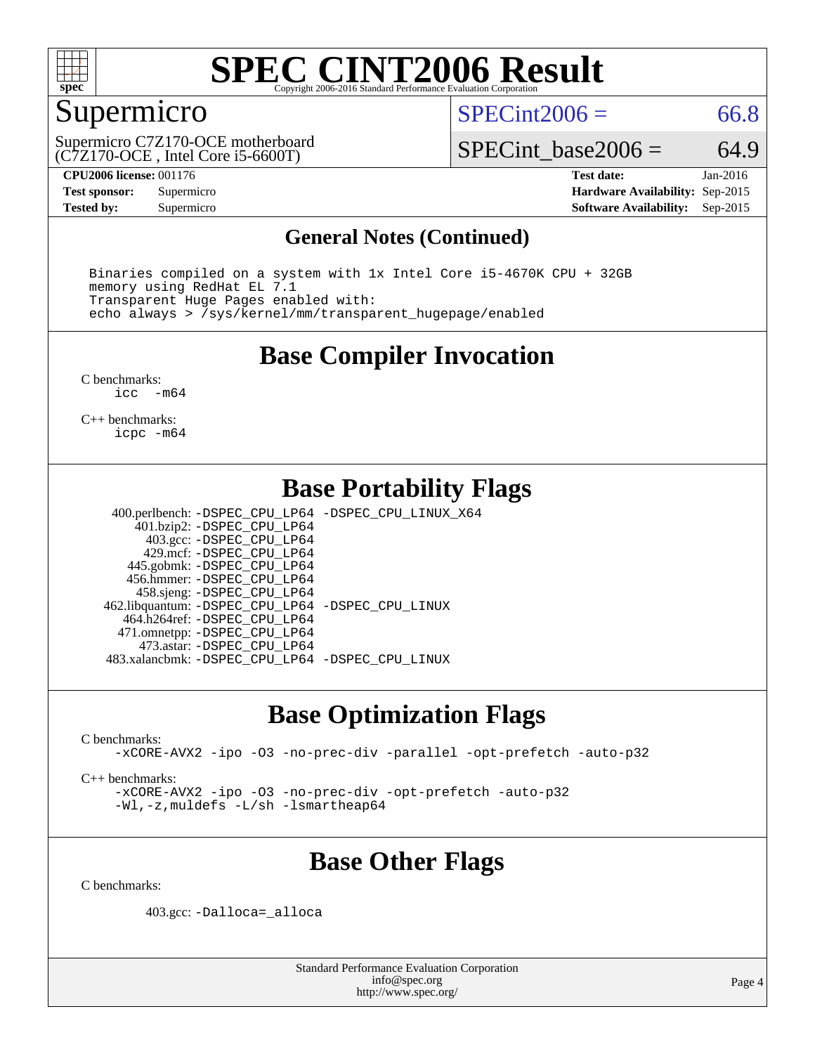# SPEC CINT2006 Result

Copyright 2006-2016 Standard Performance Evaluation Corporation

## Supermicro

Supermicro C7Z170-OCE motherboard
(C7Z170-OCE , Intel Core i5-6600T)

SPECint2006 = 66.8

SPECint_base2006 = 64.9

**CPU2006 license:** 001176
**Test sponsor:** Supermicro
**Tested by:** Supermicro

**Test date:** Jan-2016
**Hardware Availability:** Sep-2015
**Software Availability:** Sep-2015

### General Notes (Continued)

```
Binaries compiled on a system with 1x Intel Core i5-4670K CPU + 32GB
memory using RedHat EL 7.1
Transparent Huge Pages enabled with:
echo always > /sys/kernel/mm/transparent_hugepage/enabled
```

## Base Compiler Invocation

C benchmarks:
```
icc  -m64
```

C++ benchmarks:
```
icpc -m64
```

## Base Portability Flags

| Benchmark | Flags |
|---|---|
| 400.perlbench: | -DSPEC_CPU_LP64 -DSPEC_CPU_LINUX_X64 |
| 401.bzip2: | -DSPEC_CPU_LP64 |
| 403.gcc: | -DSPEC_CPU_LP64 |
| 429.mcf: | -DSPEC_CPU_LP64 |
| 445.gobmk: | -DSPEC_CPU_LP64 |
| 456.hmmer: | -DSPEC_CPU_LP64 |
| 458.sjeng: | -DSPEC_CPU_LP64 |
| 462.libquantum: | -DSPEC_CPU_LP64 -DSPEC_CPU_LINUX |
| 464.h264ref: | -DSPEC_CPU_LP64 |
| 471.omnetpp: | -DSPEC_CPU_LP64 |
| 473.astar: | -DSPEC_CPU_LP64 |
| 483.xalancbmk: | -DSPEC_CPU_LP64 -DSPEC_CPU_LINUX |

## Base Optimization Flags

C benchmarks:
```
-xCORE-AVX2 -ipo -O3 -no-prec-div -parallel -opt-prefetch -auto-p32
```

C++ benchmarks:
```
-xCORE-AVX2 -ipo -O3 -no-prec-div -opt-prefetch -auto-p32
-Wl,-z,muldefs -L/sh -lsmartheap64
```

## Base Other Flags

C benchmarks:

403.gcc: `-Dalloca=_alloca`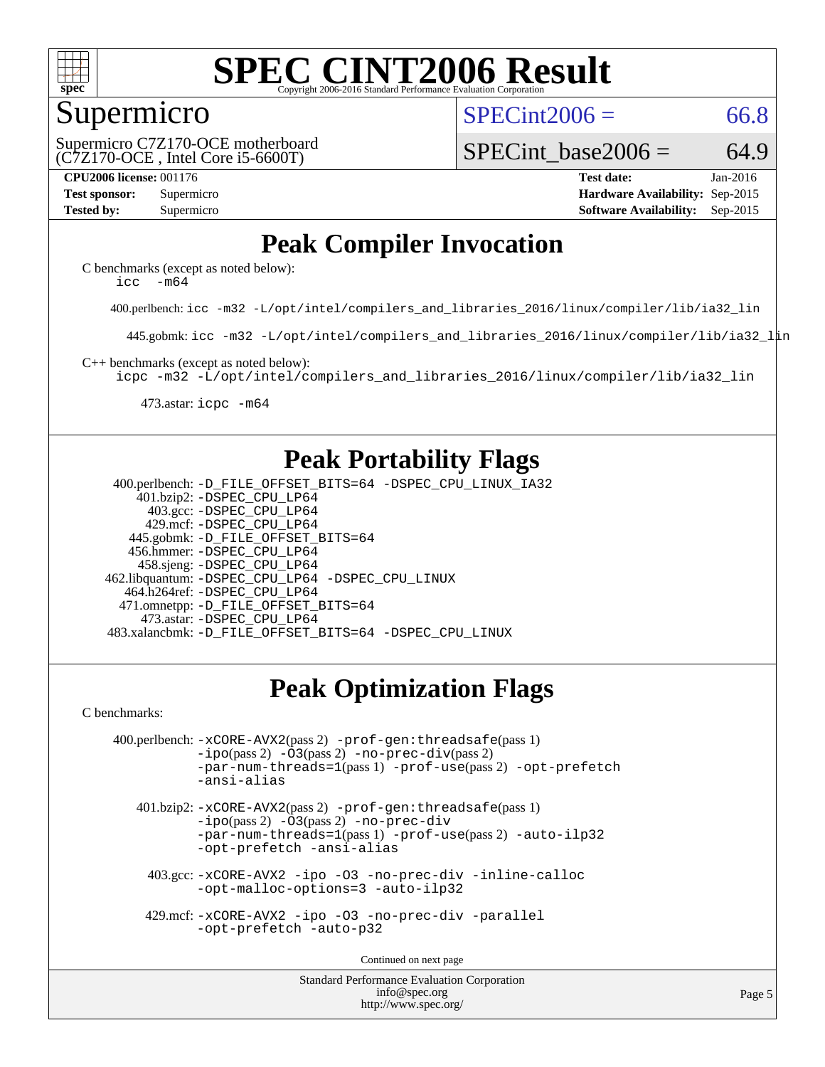# SPEC CINT2006 Result

Copyright 2006-2016 Standard Performance Evaluation Corporation

## Supermicro

Supermicro C7Z170-OCE motherboard (C7Z170-OCE , Intel Core i5-6600T)

SPECint2006 = 66.8

SPECint_base2006 = 64.9

**CPU2006 license:** 001176
**Test sponsor:** Supermicro
**Tested by:** Supermicro

**Test date:** Jan-2016
**Hardware Availability:** Sep-2015
**Software Availability:** Sep-2015

## Peak Compiler Invocation

C benchmarks (except as noted below):
icc -m64

400.perlbench: icc -m32 -L/opt/intel/compilers_and_libraries_2016/linux/compiler/lib/ia32_lin

445.gobmk: icc -m32 -L/opt/intel/compilers_and_libraries_2016/linux/compiler/lib/ia32_lin

C++ benchmarks (except as noted below):
icpc -m32 -L/opt/intel/compilers_and_libraries_2016/linux/compiler/lib/ia32_lin

473.astar: icpc -m64

## Peak Portability Flags

400.perlbench: -D_FILE_OFFSET_BITS=64 -DSPEC_CPU_LINUX_IA32
401.bzip2: -DSPEC_CPU_LP64
403.gcc: -DSPEC_CPU_LP64
429.mcf: -DSPEC_CPU_LP64
445.gobmk: -D_FILE_OFFSET_BITS=64
456.hmmer: -DSPEC_CPU_LP64
458.sjeng: -DSPEC_CPU_LP64
462.libquantum: -DSPEC_CPU_LP64 -DSPEC_CPU_LINUX
464.h264ref: -DSPEC_CPU_LP64
471.omnetpp: -D_FILE_OFFSET_BITS=64
473.astar: -DSPEC_CPU_LP64
483.xalancbmk: -D_FILE_OFFSET_BITS=64 -DSPEC_CPU_LINUX

## Peak Optimization Flags

C benchmarks:

400.perlbench: -xCORE-AVX2(pass 2) -prof-gen:threadsafe(pass 1) -ipo(pass 2) -O3(pass 2) -no-prec-div(pass 2) -par-num-threads=1(pass 1) -prof-use(pass 2) -opt-prefetch -ansi-alias

401.bzip2: -xCORE-AVX2(pass 2) -prof-gen:threadsafe(pass 1) -ipo(pass 2) -O3(pass 2) -no-prec-div -par-num-threads=1(pass 1) -prof-use(pass 2) -auto-ilp32 -opt-prefetch -ansi-alias

403.gcc: -xCORE-AVX2 -ipo -O3 -no-prec-div -inline-calloc -opt-malloc-options=3 -auto-ilp32

429.mcf: -xCORE-AVX2 -ipo -O3 -no-prec-div -parallel -opt-prefetch -auto-p32

Continued on next page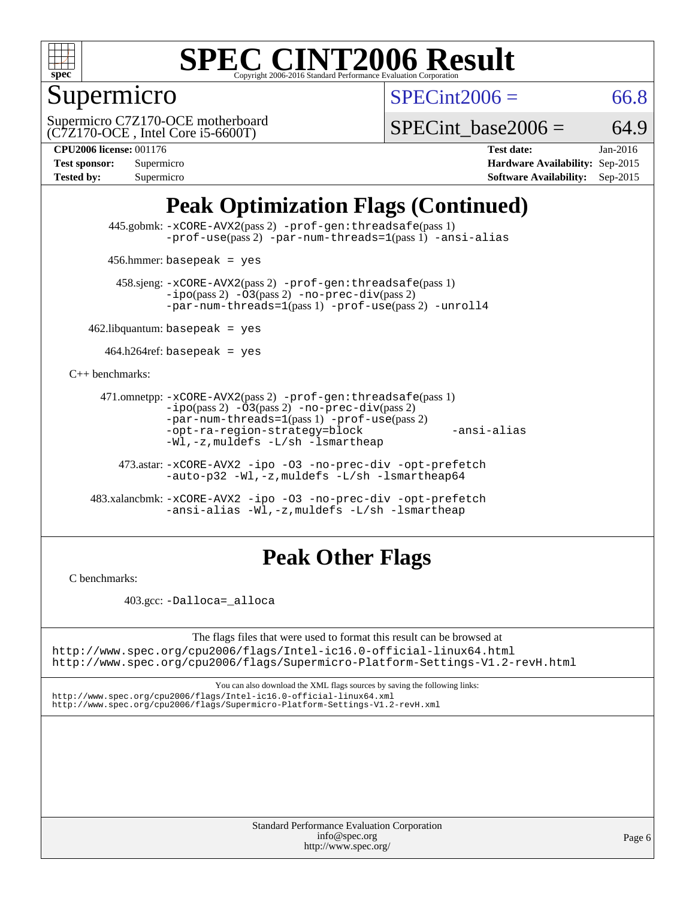# SPEC CINT2006 Result

Copyright 2006-2016 Standard Performance Evaluation Corporation

## Supermicro

Supermicro C7Z170-OCE motherboard (C7Z170-OCE , Intel Core i5-6600T)

SPECint2006 = 66.8

SPECint_base2006 = 64.9

| | | | |
|---|---|---|---|
| **CPU2006 license:** 001176 | | **Test date:** | Jan-2016 |
| **Test sponsor:** | Supermicro | **Hardware Availability:** | Sep-2015 |
| **Tested by:** | Supermicro | **Software Availability:** | Sep-2015 |

## Peak Optimization Flags (Continued)

445.gobmk: -xCORE-AVX2(pass 2) -prof-gen:threadsafe(pass 1) -prof-use(pass 2) -par-num-threads=1(pass 1) -ansi-alias

456.hmmer: basepeak = yes

458.sjeng: -xCORE-AVX2(pass 2) -prof-gen:threadsafe(pass 1) -ipo(pass 2) -O3(pass 2) -no-prec-div(pass 2) -par-num-threads=1(pass 1) -prof-use(pass 2) -unroll4

462.libquantum: basepeak = yes

464.h264ref: basepeak = yes

C++ benchmarks:

471.omnetpp: -xCORE-AVX2(pass 2) -prof-gen:threadsafe(pass 1) -ipo(pass 2) -O3(pass 2) -no-prec-div(pass 2) -par-num-threads=1(pass 1) -prof-use(pass 2) -opt-ra-region-strategy=block -ansi-alias -Wl,-z,muldefs -L/sh -lsmartheap

473.astar: -xCORE-AVX2 -ipo -O3 -no-prec-div -opt-prefetch -auto-p32 -Wl,-z,muldefs -L/sh -lsmartheap64

483.xalancbmk: -xCORE-AVX2 -ipo -O3 -no-prec-div -opt-prefetch -ansi-alias -Wl,-z,muldefs -L/sh -lsmartheap

## Peak Other Flags

C benchmarks:

403.gcc: -Dalloca=_alloca

The flags files that were used to format this result can be browsed at
http://www.spec.org/cpu2006/flags/Intel-ic16.0-official-linux64.html
http://www.spec.org/cpu2006/flags/Supermicro-Platform-Settings-V1.2-revH.html

You can also download the XML flags sources by saving the following links:
http://www.spec.org/cpu2006/flags/Intel-ic16.0-official-linux64.xml
http://www.spec.org/cpu2006/flags/Supermicro-Platform-Settings-V1.2-revH.xml

Standard Performance Evaluation Corporation
info@spec.org
http://www.spec.org/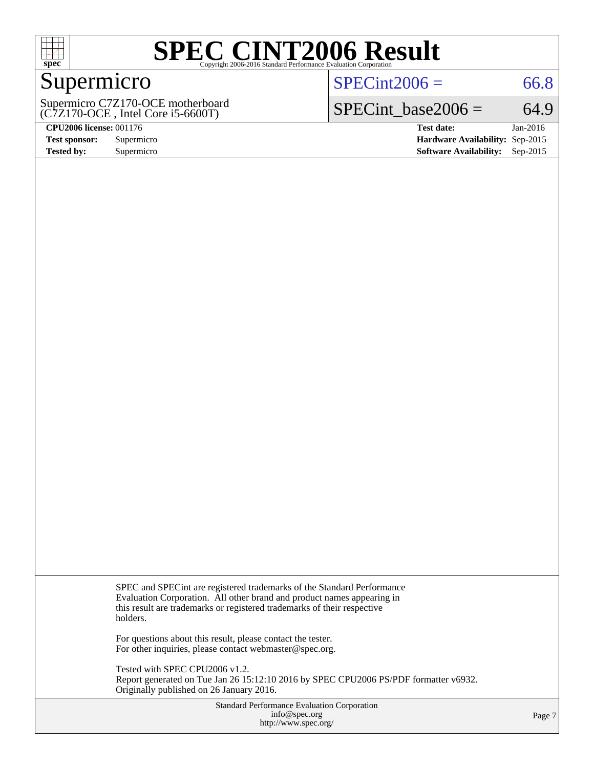SPEC and SPECint are registered trademarks of the Standard Performance Evaluation Corporation. All other brand and product names appearing in this result are trademarks or registered trademarks of their respective holders.

For questions about this result, please contact the tester.
For other inquiries, please contact webmaster@spec.org.

Tested with SPEC CPU2006 v1.2.
Report generated on Tue Jan 26 15:12:10 2016 by SPEC CPU2006 PS/PDF formatter v6932.
Originally published on 26 January 2016.